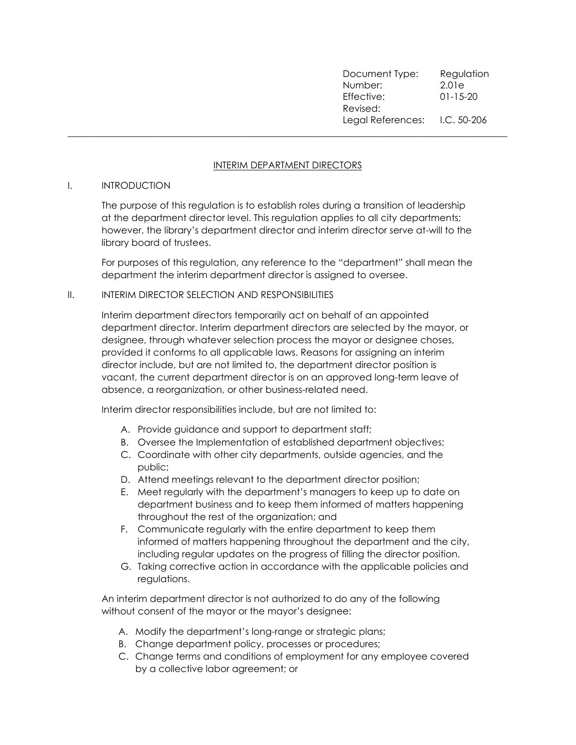Document Type: Regulation
Number: 2.01e
Effective: 01-15-20
Revised:
Legal References: I.C. 50-206

---

# INTERIM DEPARTMENT DIRECTORS

## I. INTRODUCTION

The purpose of this regulation is to establish roles during a transition of leadership at the department director level. This regulation applies to all city departments; however, the library's department director and interim director serve at-will to the library board of trustees.

For purposes of this regulation, any reference to the "department" shall mean the department the interim department director is assigned to oversee.

## II. INTERIM DIRECTOR SELECTION AND RESPONSIBILITIES

Interim department directors temporarily act on behalf of an appointed department director. Interim department directors are selected by the mayor, or designee, through whatever selection process the mayor or designee choses, provided it conforms to all applicable laws. Reasons for assigning an interim director include, but are not limited to, the department director position is vacant, the current department director is on an approved long-term leave of absence, a reorganization, or other business-related need.

Interim director responsibilities include, but are not limited to:

A. Provide guidance and support to department staff;
B. Oversee the Implementation of established department objectives;
C. Coordinate with other city departments, outside agencies, and the public;
D. Attend meetings relevant to the department director position;
E. Meet regularly with the department's managers to keep up to date on department business and to keep them informed of matters happening throughout the rest of the organization; and
F. Communicate regularly with the entire department to keep them informed of matters happening throughout the department and the city, including regular updates on the progress of filling the director position.
G. Taking corrective action in accordance with the applicable policies and regulations.

An interim department director is not authorized to do any of the following without consent of the mayor or the mayor's designee:

A. Modify the department's long-range or strategic plans;
B. Change department policy, processes or procedures;
C. Change terms and conditions of employment for any employee covered by a collective labor agreement; or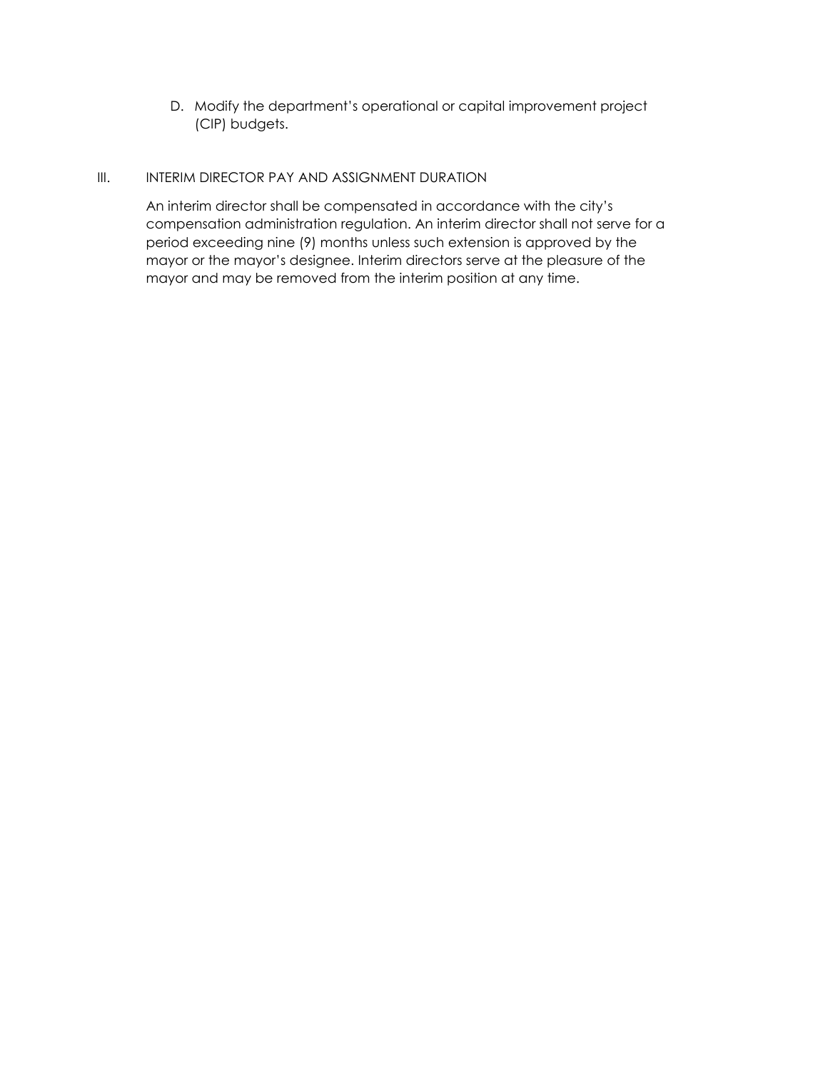D. Modify the department's operational or capital improvement project (CIP) budgets.

## III. INTERIM DIRECTOR PAY AND ASSIGNMENT DURATION

An interim director shall be compensated in accordance with the city's compensation administration regulation. An interim director shall not serve for a period exceeding nine (9) months unless such extension is approved by the mayor or the mayor's designee. Interim directors serve at the pleasure of the mayor and may be removed from the interim position at any time.